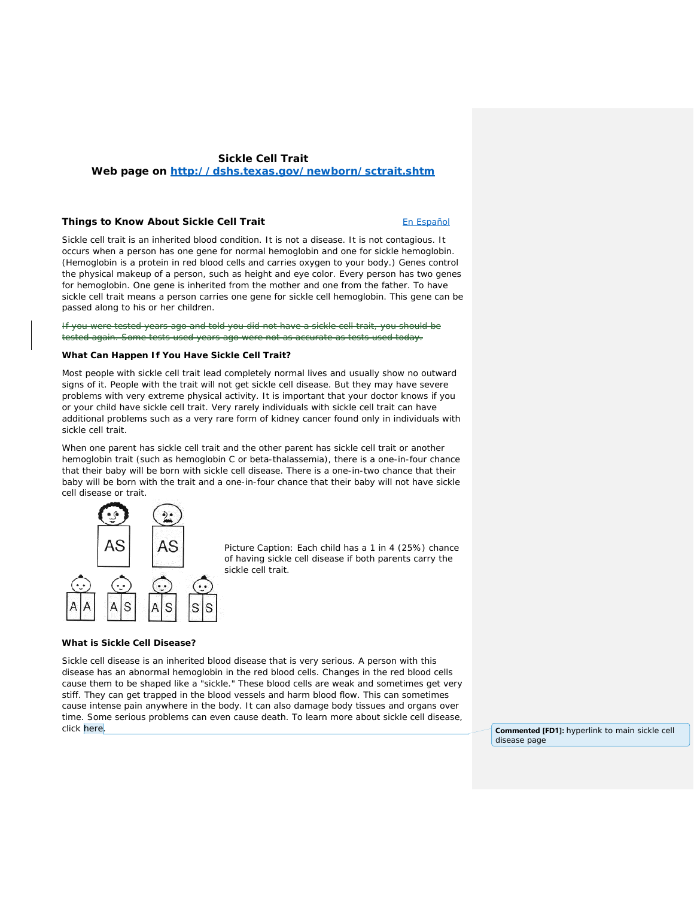# Sickle Cell Trait

**Web page on [http://dshs.texas.gov/newborn/sctrait.shtm](http://dshs.texas.gov/newborn/sctrait.shtm)**

## Things to Know About Sickle Cell Trait

[En Español]

Sickle cell trait is an inherited blood condition. It is not a disease. It is not contagious. It occurs when a person has one gene for normal hemoglobin and one for sickle hemoglobin. (Hemoglobin is a protein in red blood cells and carries oxygen to your body.) Genes control the physical makeup of a person, such as height and eye color. Every person has two genes for hemoglobin. One gene is inherited from the mother and one from the father. To have sickle cell trait means a person carries one gene for sickle cell hemoglobin. This gene can be passed along to his or her children.

~~If you were tested years ago and told you did not have a sickle cell trait, you should be tested again. Some tests used years ago were not as accurate as tests used today.~~

### What Can Happen If You Have Sickle Cell Trait?

Most people with sickle cell trait lead completely normal lives and usually show no outward signs of it. People with the trait will not get sickle cell disease. But they may have severe problems with very extreme physical activity. It is important that your doctor knows if you or your child have sickle cell trait. Very rarely individuals with sickle cell trait can have additional problems such as a very rare form of kidney cancer found only in individuals with sickle cell trait.

When one parent has sickle cell trait and the other parent has sickle cell trait or another hemoglobin trait (such as hemoglobin C or beta-thalassemia), there is a one-in-four chance that their baby will be born with sickle cell disease. There is a one-in-two chance that their baby will be born with the trait and a one-in-four chance that their baby will not have sickle cell disease or trait.

AS AS

AA AS AS SS

Picture Caption: Each child has a 1 in 4 (25%) chance of having sickle cell disease if both parents carry the sickle cell trait.

### What is Sickle Cell Disease?

Sickle cell disease is an inherited blood disease that is very serious. A person with this disease has an abnormal hemoglobin in the red blood cells. Changes in the red blood cells cause them to be shaped like a "sickle." These blood cells are weak and sometimes get very stiff. They can get trapped in the blood vessels and harm blood flow. This can sometimes cause intense pain anywhere in the body. It can also damage body tissues and organs over time. Some serious problems can even cause death. To learn more about sickle cell disease, click here.

**Commented [FD1]:** hyperlink to main sickle cell disease page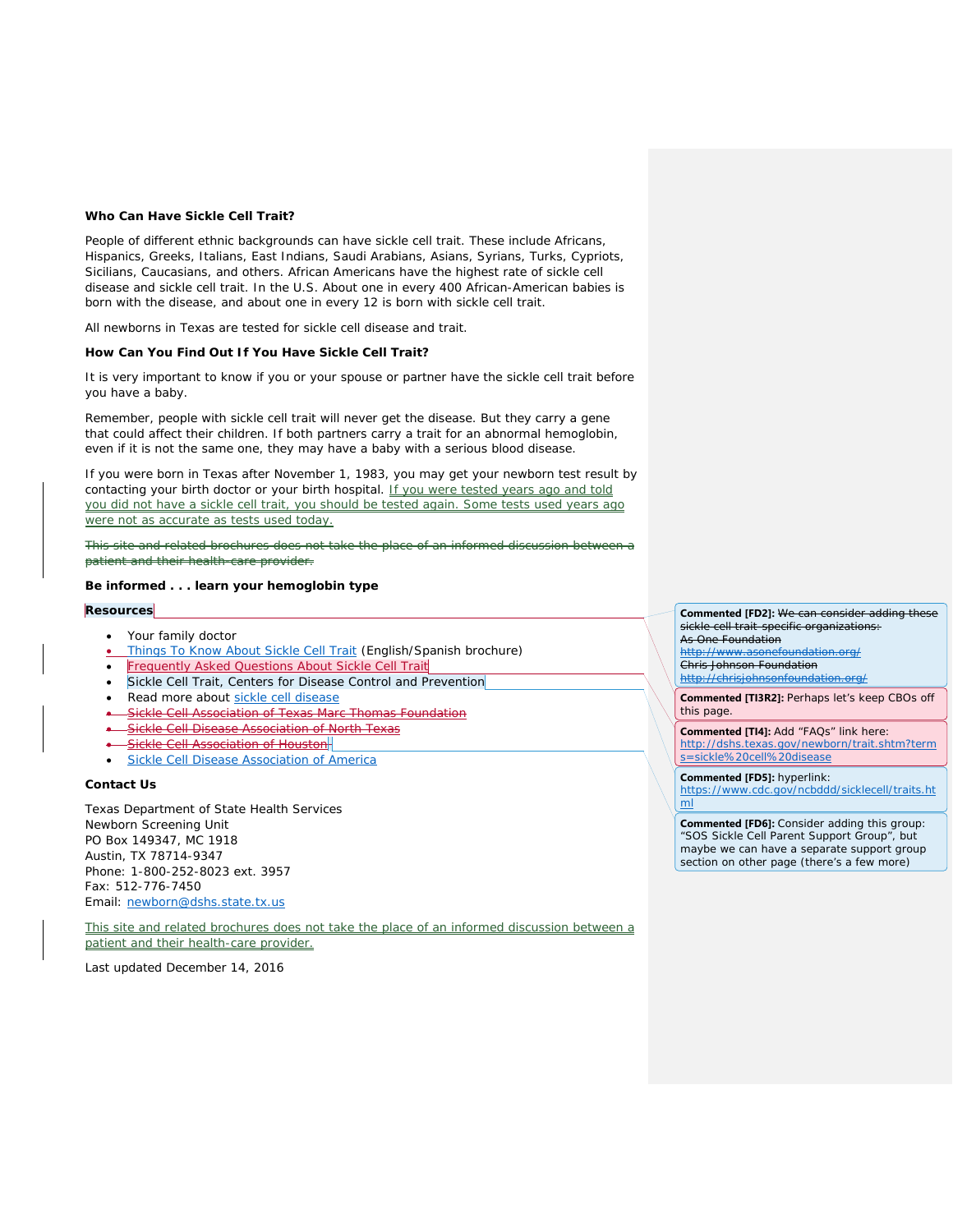**Who Can Have Sickle Cell Trait?**

People of different ethnic backgrounds can have sickle cell trait. These include Africans, Hispanics, Greeks, Italians, East Indians, Saudi Arabians, Asians, Syrians, Turks, Cypriots, Sicilians, Caucasians, and others. African Americans have the highest rate of sickle cell disease and sickle cell trait. In the U.S. About one in every 400 African-American babies is born with the disease, and about one in every 12 is born with sickle cell trait.

All newborns in Texas are tested for sickle cell disease and trait.

**How Can You Find Out If You Have Sickle Cell Trait?**

It is very important to know if you or your spouse or partner have the sickle cell trait before you have a baby.

Remember, people with sickle cell trait will never get the disease. But they carry a gene that could affect their children. If both partners carry a trait for an abnormal hemoglobin, even if it is not the same one, they may have a baby with a serious blood disease.

If you were born in Texas after November 1, 1983, you may get your newborn test result by contacting your birth doctor or your birth hospital. If you were tested years ago and told you did not have a sickle cell trait, you should be tested again. Some tests used years ago were not as accurate as tests used today.

~~This site and related brochures does not take the place of an informed discussion between a patient and their health-care provider.~~

**Be informed . . . learn your hemoglobin type**

**Resources**

- Your family doctor
- Things To Know About Sickle Cell Trait (English/Spanish brochure)
- Frequently Asked Questions About Sickle Cell Trait
- Sickle Cell Trait, Centers for Disease Control and Prevention
- Read more about sickle cell disease
- ~~Sickle Cell Association of Texas Marc Thomas Foundation~~
- ~~Sickle Cell Disease Association of North Texas~~
- ~~Sickle Cell Association of Houston~~
- Sickle Cell Disease Association of America

**Contact Us**

Texas Department of State Health Services
Newborn Screening Unit
PO Box 149347, MC 1918
Austin, TX 78714-9347
Phone: 1-800-252-8023 ext. 3957
Fax: 512-776-7450
Email: newborn@dshs.state.tx.us

This site and related brochures does not take the place of an informed discussion between a patient and their health-care provider.

Last updated December 14, 2016

**Commented [FD2]:** ~~We can consider adding these sickle cell trait-specific organizations:~~
~~As One Foundation~~
~~http://www.asonefoundation.org/~~
~~Chris Johnson Foundation~~
~~http://chrisjohnsonfoundation.org/~~

**Commented [TI3R2]:** Perhaps let's keep CBOs off this page.

**Commented [TI4]:** Add "FAQs" link here: http://dshs.texas.gov/newborn/trait.shtm?terms=sickle%20cell%20disease

**Commented [FD5]:** hyperlink: https://www.cdc.gov/ncbddd/sicklecell/traits.html

**Commented [FD6]:** Consider adding this group: "SOS Sickle Cell Parent Support Group", but maybe we can have a separate support group section on other page (there's a few more)